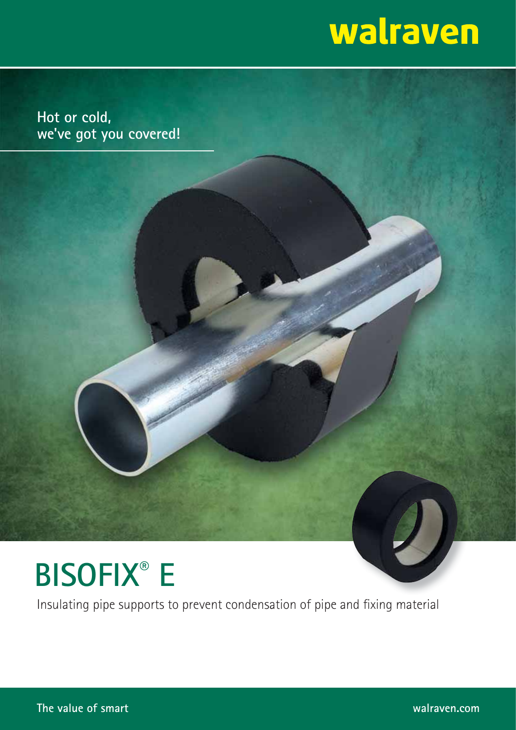walraven

Hot or cold,
we've got you covered!

# BISOFIX® E

Insulating pipe supports to prevent condensation of pipe and fixing material

The value of smart

walraven.com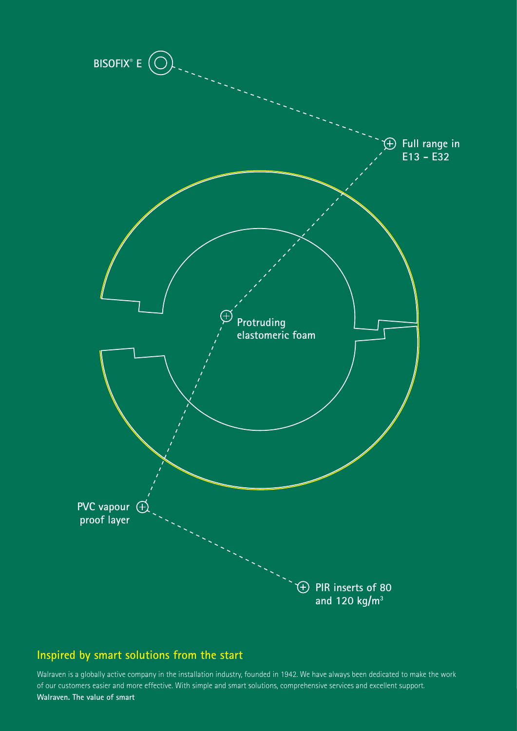BISOFIX® E

Full range in E13 – E32

Protruding elastomeric foam

PVC vapour proof layer

PIR inserts of 80 and 120 kg/m³

## Inspired by smart solutions from the start

Walraven is a globally active company in the installation industry, founded in 1942. We have always been dedicated to make the work of our customers easier and more effective. With simple and smart solutions, comprehensive services and excellent support.

**Walraven. The value of smart**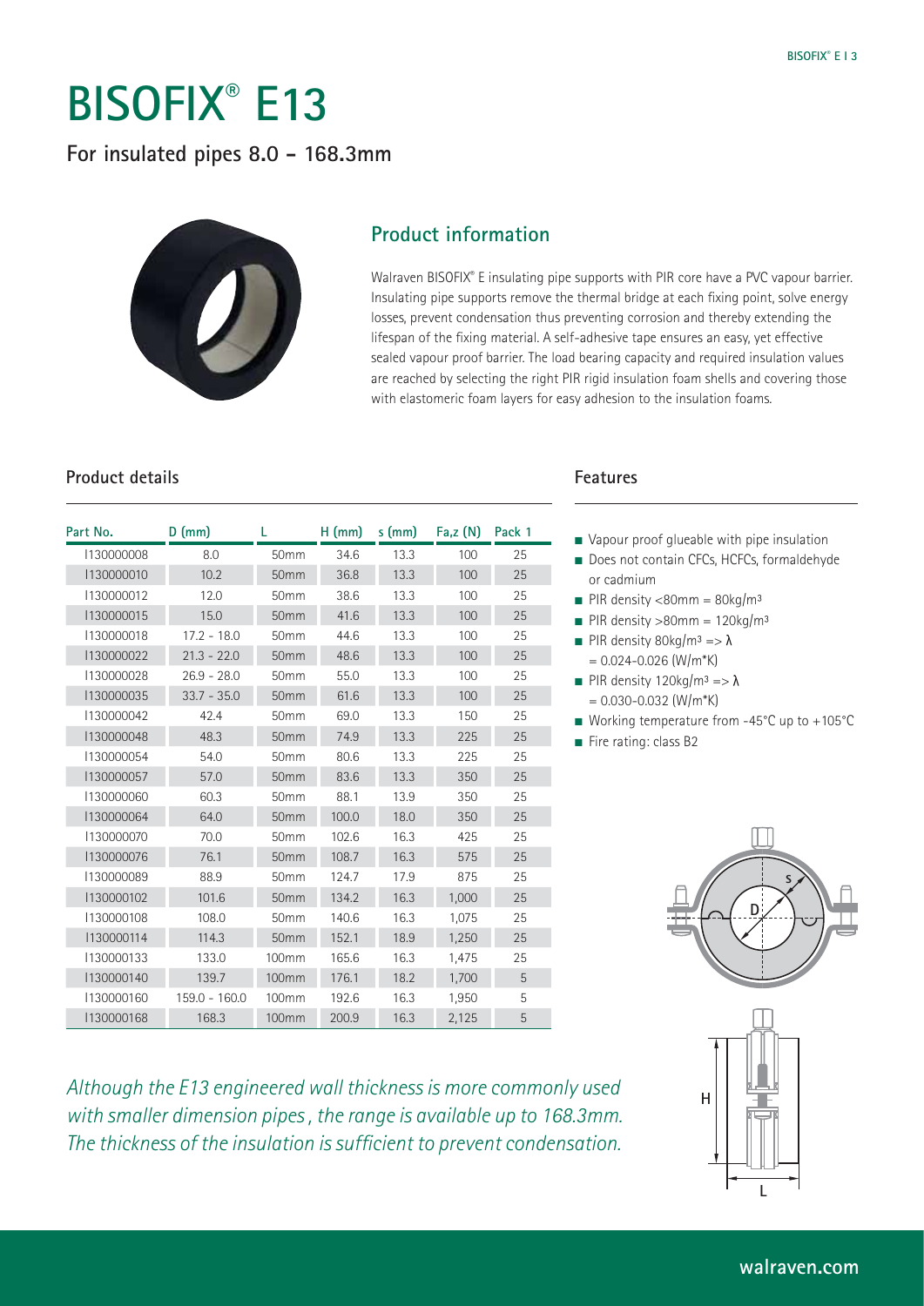# BISOFIX® E13

**For insulated pipes 8.0 - 168.3mm**

## Product information

Walraven BISOFIX® E insulating pipe supports with PIR core have a PVC vapour barrier. Insulating pipe supports remove the thermal bridge at each fixing point, solve energy losses, prevent condensation thus preventing corrosion and thereby extending the lifespan of the fixing material. A self-adhesive tape ensures an easy, yet effective sealed vapour proof barrier. The load bearing capacity and required insulation values are reached by selecting the right PIR rigid insulation foam shells and covering those with elastomeric foam layers for easy adhesion to the insulation foams.

### Product details

| Part No. | D (mm) | L | H (mm) | s (mm) | Fa,z (N) | Pack 1 |
|---|---|---|---|---|---|---|
| I130000008 | 8.0 | 50mm | 34.6 | 13.3 | 100 | 25 |
| I130000010 | 10.2 | 50mm | 36.8 | 13.3 | 100 | 25 |
| I130000012 | 12.0 | 50mm | 38.6 | 13.3 | 100 | 25 |
| I130000015 | 15.0 | 50mm | 41.6 | 13.3 | 100 | 25 |
| I130000018 | 17.2 - 18.0 | 50mm | 44.6 | 13.3 | 100 | 25 |
| I130000022 | 21.3 - 22.0 | 50mm | 48.6 | 13.3 | 100 | 25 |
| I130000028 | 26.9 - 28.0 | 50mm | 55.0 | 13.3 | 100 | 25 |
| I130000035 | 33.7 - 35.0 | 50mm | 61.6 | 13.3 | 100 | 25 |
| I130000042 | 42.4 | 50mm | 69.0 | 13.3 | 150 | 25 |
| I130000048 | 48.3 | 50mm | 74.9 | 13.3 | 225 | 25 |
| I130000054 | 54.0 | 50mm | 80.6 | 13.3 | 225 | 25 |
| I130000057 | 57.0 | 50mm | 83.6 | 13.3 | 350 | 25 |
| I130000060 | 60.3 | 50mm | 88.1 | 13.9 | 350 | 25 |
| I130000064 | 64.0 | 50mm | 100.0 | 18.0 | 350 | 25 |
| I130000070 | 70.0 | 50mm | 102.6 | 16.3 | 425 | 25 |
| I130000076 | 76.1 | 50mm | 108.7 | 16.3 | 575 | 25 |
| I130000089 | 88.9 | 50mm | 124.7 | 17.9 | 875 | 25 |
| I130000102 | 101.6 | 50mm | 134.2 | 16.3 | 1,000 | 25 |
| I130000108 | 108.0 | 50mm | 140.6 | 16.3 | 1,075 | 25 |
| I130000114 | 114.3 | 50mm | 152.1 | 18.9 | 1,250 | 25 |
| I130000133 | 133.0 | 100mm | 165.6 | 16.3 | 1,475 | 25 |
| I130000140 | 139.7 | 100mm | 176.1 | 18.2 | 1,700 | 5 |
| I130000160 | 159.0 - 160.0 | 100mm | 192.6 | 16.3 | 1,950 | 5 |
| I130000168 | 168.3 | 100mm | 200.9 | 16.3 | 2,125 | 5 |

### Features

- Vapour proof glueable with pipe insulation
- Does not contain CFCs, HCFCs, formaldehyde or cadmium
- PIR density <80mm = 80kg/m³
- PIR density >80mm = 120kg/m³
- PIR density 80kg/m³ => λ = 0.024-0.026 (W/m*K)
- PIR density 120kg/m³ => λ = 0.030-0.032 (W/m*K)
- Working temperature from -45°C up to +105°C
- Fire rating: class B2

s

D

H

L

*Although the E13 engineered wall thickness is more commonly used with smaller dimension pipes , the range is available up to 168.3mm. The thickness of the insulation is sufficient to prevent condensation.*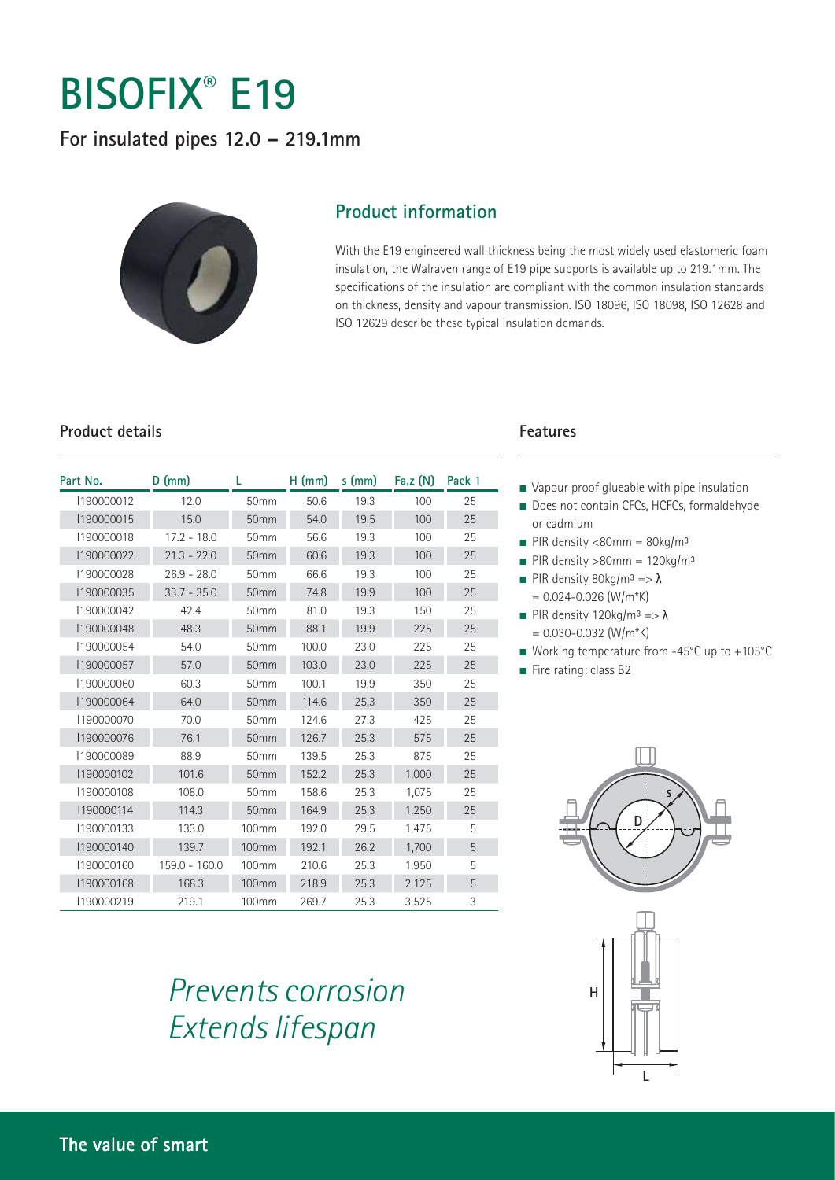# BISOFIX® E19

**For insulated pipes 12.0 – 219.1mm**

## Product information

With the E19 engineered wall thickness being the most widely used elastomeric foam insulation, the Walraven range of E19 pipe supports is available up to 219.1mm. The specifications of the insulation are compliant with the common insulation standards on thickness, density and vapour transmission. ISO 18096, ISO 18098, ISO 12628 and ISO 12629 describe these typical insulation demands.

### Product details

| Part No. | D (mm) | L | H (mm) | s (mm) | Fa,z (N) | Pack 1 |
|---|---|---|---|---|---|---|
| I190000012 | 12.0 | 50mm | 50.6 | 19.3 | 100 | 25 |
| I190000015 | 15.0 | 50mm | 54.0 | 19.5 | 100 | 25 |
| I190000018 | 17.2 - 18.0 | 50mm | 56.6 | 19.3 | 100 | 25 |
| I190000022 | 21.3 - 22.0 | 50mm | 60.6 | 19.3 | 100 | 25 |
| I190000028 | 26.9 - 28.0 | 50mm | 66.6 | 19.3 | 100 | 25 |
| I190000035 | 33.7 - 35.0 | 50mm | 74.8 | 19.9 | 100 | 25 |
| I190000042 | 42.4 | 50mm | 81.0 | 19.3 | 150 | 25 |
| I190000048 | 48.3 | 50mm | 88.1 | 19.9 | 225 | 25 |
| I190000054 | 54.0 | 50mm | 100.0 | 23.0 | 225 | 25 |
| I190000057 | 57.0 | 50mm | 103.0 | 23.0 | 225 | 25 |
| I190000060 | 60.3 | 50mm | 100.1 | 19.9 | 350 | 25 |
| I190000064 | 64.0 | 50mm | 114.6 | 25.3 | 350 | 25 |
| I190000070 | 70.0 | 50mm | 124.6 | 27.3 | 425 | 25 |
| I190000076 | 76.1 | 50mm | 126.7 | 25.3 | 575 | 25 |
| I190000089 | 88.9 | 50mm | 139.5 | 25.3 | 875 | 25 |
| I190000102 | 101.6 | 50mm | 152.2 | 25.3 | 1,000 | 25 |
| I190000108 | 108.0 | 50mm | 158.6 | 25.3 | 1,075 | 25 |
| I190000114 | 114.3 | 50mm | 164.9 | 25.3 | 1,250 | 25 |
| I190000133 | 133.0 | 100mm | 192.0 | 29.5 | 1,475 | 5 |
| I190000140 | 139.7 | 100mm | 192.1 | 26.2 | 1,700 | 5 |
| I190000160 | 159.0 - 160.0 | 100mm | 210.6 | 25.3 | 1,950 | 5 |
| I190000168 | 168.3 | 100mm | 218.9 | 25.3 | 2,125 | 5 |
| I190000219 | 219.1 | 100mm | 269.7 | 25.3 | 3,525 | 3 |

### Features

- Vapour proof glueable with pipe insulation
- Does not contain CFCs, HCFCs, formaldehyde or cadmium
- PIR density <80mm = 80kg/m³
- PIR density >80mm = 120kg/m³
- PIR density 80kg/m³ => λ = 0.024-0.026 (W/m*K)
- PIR density 120kg/m³ => λ = 0.030-0.032 (W/m*K)
- Working temperature from -45°C up to +105°C
- Fire rating: class B2

S

D

H

L

*Prevents corrosion*
*Extends lifespan*

**The value of smart**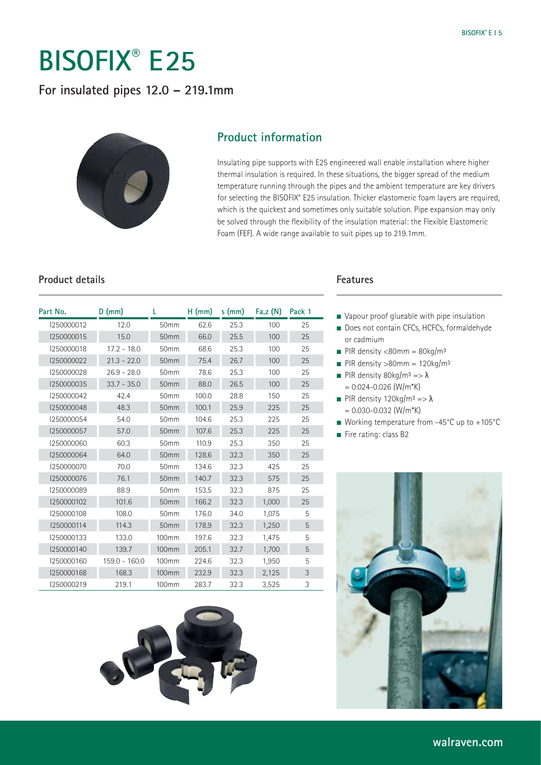# BISOFIX® E25

## For insulated pipes 12.0 – 219.1mm

## Product information

Insulating pipe supports with E25 engineered wall enable installation where higher thermal insulation is required. In these situations, the bigger spread of the medium temperature running through the pipes and the ambient temperature are key drivers for selecting the BISOFIX® E25 insulation. Thicker elastomeric foam layers are required, which is the quickest and sometimes only suitable solution. Pipe expansion may only be solved through the flexibility of the insulation material: the Flexible Elastomeric Foam (FEF). A wide range available to suit pipes up to 219.1mm.

### Product details

| Part No. | D (mm) | L | H (mm) | s (mm) | Fa,z (N) | Pack 1 |
|---|---|---|---|---|---|---|
| I250000012 | 12.0 | 50mm | 62.6 | 25.3 | 100 | 25 |
| I250000015 | 15.0 | 50mm | 66.0 | 25.5 | 100 | 25 |
| I250000018 | 17.2 - 18.0 | 50mm | 68.6 | 25.3 | 100 | 25 |
| I250000022 | 21.3 - 22.0 | 50mm | 75.4 | 26.7 | 100 | 25 |
| I250000028 | 26.9 - 28.0 | 50mm | 78.6 | 25.3 | 100 | 25 |
| I250000035 | 33.7 - 35.0 | 50mm | 88.0 | 26.5 | 100 | 25 |
| I250000042 | 42.4 | 50mm | 100.0 | 28.8 | 150 | 25 |
| I250000048 | 48.3 | 50mm | 100.1 | 25.9 | 225 | 25 |
| I250000054 | 54.0 | 50mm | 104.6 | 25.3 | 225 | 25 |
| I250000057 | 57.0 | 50mm | 107.6 | 25.3 | 225 | 25 |
| I250000060 | 60.3 | 50mm | 110.9 | 25.3 | 350 | 25 |
| I250000064 | 64.0 | 50mm | 128.6 | 32.3 | 350 | 25 |
| I250000070 | 70.0 | 50mm | 134.6 | 32.3 | 425 | 25 |
| I250000076 | 76.1 | 50mm | 140.7 | 32.3 | 575 | 25 |
| I250000089 | 88.9 | 50mm | 153.5 | 32.3 | 875 | 25 |
| I250000102 | 101.6 | 50mm | 166.2 | 32.3 | 1,000 | 25 |
| I250000108 | 108.0 | 50mm | 176.0 | 34.0 | 1,075 | 5 |
| I250000114 | 114.3 | 50mm | 178.9 | 32.3 | 1,250 | 5 |
| I250000133 | 133.0 | 100mm | 197.6 | 32.3 | 1,475 | 5 |
| I250000140 | 139.7 | 100mm | 205.1 | 32.7 | 1,700 | 5 |
| I250000160 | 159.0 - 160.0 | 100mm | 224.6 | 32.3 | 1,950 | 5 |
| I250000168 | 168.3 | 100mm | 232.9 | 32.3 | 2,125 | 3 |
| I250000219 | 219.1 | 100mm | 283.7 | 32.3 | 3,525 | 3 |

### Features

- Vapour proof glueable with pipe insulation
- Does not contain CFCs, HCFCs, formaldehyde or cadmium
- PIR density <80mm = 80kg/m³
- PIR density >80mm = 120kg/m³
- PIR density 80kg/m³ => λ = 0.024-0.026 (W/m*K)
- PIR density 120kg/m³ => λ = 0.030-0.032 (W/m*K)
- Working temperature from -45°C up to +105°C
- Fire rating: class B2

walraven.com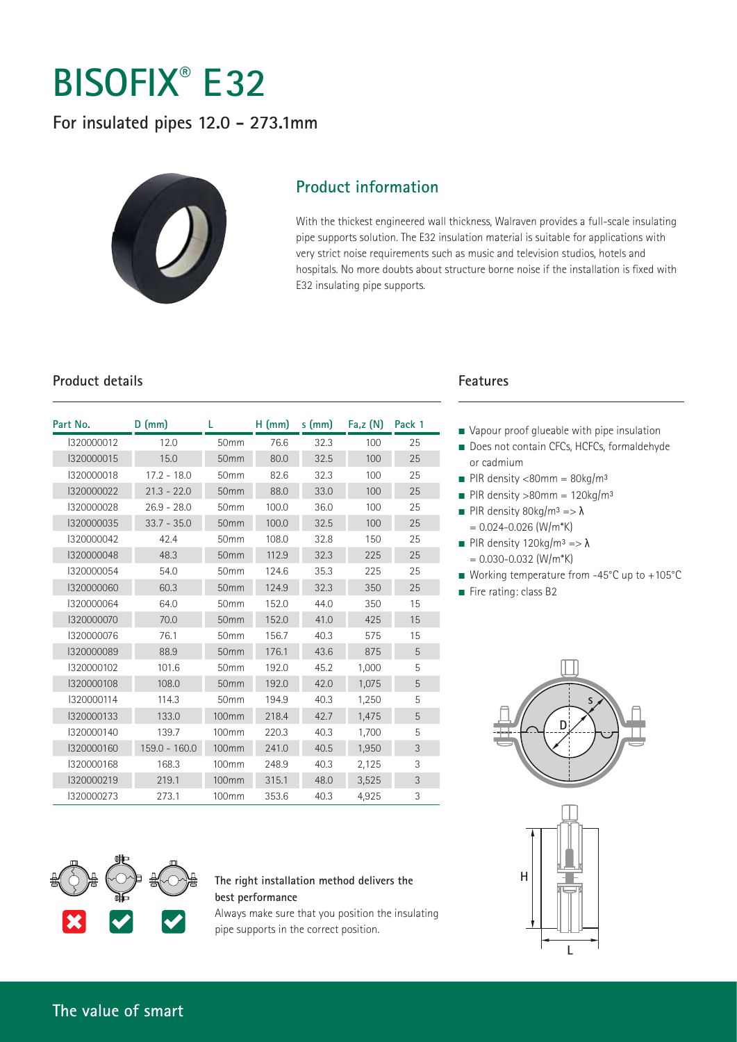# BISOFIX® E32

## For insulated pipes 12.0 - 273.1mm

## Product information

With the thickest engineered wall thickness, Walraven provides a full-scale insulating pipe supports solution. The E32 insulation material is suitable for applications with very strict noise requirements such as music and television studios, hotels and hospitals. No more doubts about structure borne noise if the installation is fixed with E32 insulating pipe supports.

### Product details

| Part No. | D (mm) | L | H (mm) | s (mm) | Fa,z (N) | Pack 1 |
|---|---|---|---|---|---|---|
| I320000012 | 12.0 | 50mm | 76.6 | 32.3 | 100 | 25 |
| I320000015 | 15.0 | 50mm | 80.0 | 32.5 | 100 | 25 |
| I320000018 | 17.2 - 18.0 | 50mm | 82.6 | 32.3 | 100 | 25 |
| I320000022 | 21.3 - 22.0 | 50mm | 88.0 | 33.0 | 100 | 25 |
| I320000028 | 26.9 - 28.0 | 50mm | 100.0 | 36.0 | 100 | 25 |
| I320000035 | 33.7 - 35.0 | 50mm | 100.0 | 32.5 | 100 | 25 |
| I320000042 | 42.4 | 50mm | 108.0 | 32.8 | 150 | 25 |
| I320000048 | 48.3 | 50mm | 112.9 | 32.3 | 225 | 25 |
| I320000054 | 54.0 | 50mm | 124.6 | 35.3 | 225 | 25 |
| I320000060 | 60.3 | 50mm | 124.9 | 32.3 | 350 | 25 |
| I320000064 | 64.0 | 50mm | 152.0 | 44.0 | 350 | 15 |
| I320000070 | 70.0 | 50mm | 152.0 | 41.0 | 425 | 15 |
| I320000076 | 76.1 | 50mm | 156.7 | 40.3 | 575 | 15 |
| I320000089 | 88.9 | 50mm | 176.1 | 43.6 | 875 | 5 |
| I320000102 | 101.6 | 50mm | 192.0 | 45.2 | 1,000 | 5 |
| I320000108 | 108.0 | 50mm | 192.0 | 42.0 | 1,075 | 5 |
| I320000114 | 114.3 | 50mm | 194.9 | 40.3 | 1,250 | 5 |
| I320000133 | 133.0 | 100mm | 218.4 | 42.7 | 1,475 | 5 |
| I320000140 | 139.7 | 100mm | 220.3 | 40.3 | 1,700 | 5 |
| I320000160 | 159.0 - 160.0 | 100mm | 241.0 | 40.5 | 1,950 | 3 |
| I320000168 | 168.3 | 100mm | 248.9 | 40.3 | 2,125 | 3 |
| I320000219 | 219.1 | 100mm | 315.1 | 48.0 | 3,525 | 3 |
| I320000273 | 273.1 | 100mm | 353.6 | 40.3 | 4,925 | 3 |

### Features

- Vapour proof glueable with pipe insulation
- Does not contain CFCs, HCFCs, formaldehyde or cadmium
- PIR density <80mm = 80kg/m³
- PIR density >80mm = 120kg/m³
- PIR density 80kg/m³ => λ = 0.024-0.026 (W/m*K)
- PIR density 120kg/m³ => λ = 0.030-0.032 (W/m*K)
- Working temperature from -45°C up to +105°C
- Fire rating: class B2

s

D

H

L

**The right installation method delivers the best performance**

Always make sure that you position the insulating pipe supports in the correct position.

The value of smart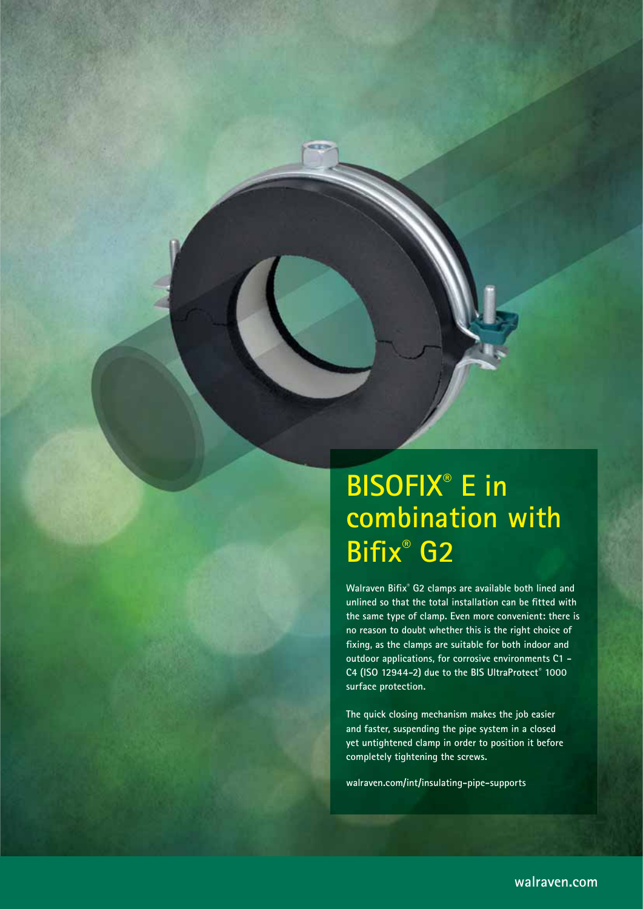# BISOFIX® E in combination with Bifix® G2

Walraven Bifix® G2 clamps are available both lined and unlined so that the total installation can be fitted with the same type of clamp. Even more convenient: there is no reason to doubt whether this is the right choice of fixing, as the clamps are suitable for both indoor and outdoor applications, for corrosive environments C1 - C4 (ISO 12944-2) due to the BIS UltraProtect® 1000 surface protection.

The quick closing mechanism makes the job easier and faster, suspending the pipe system in a closed yet untightened clamp in order to position it before completely tightening the screws.

walraven.com/int/insulating-pipe-supports

walraven.com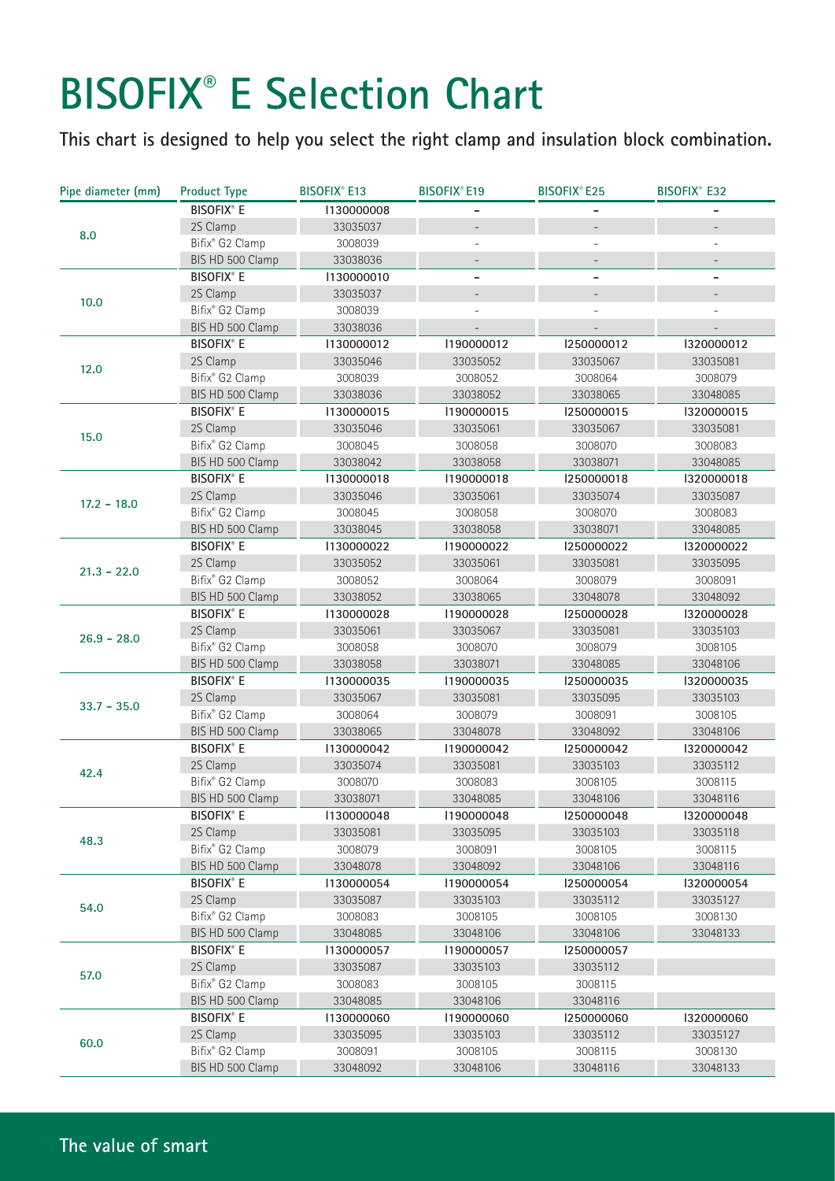# BISOFIX® E Selection Chart

**This chart is designed to help you select the right clamp and insulation block combination.**

| Pipe diameter (mm) | Product Type | BISOFIX® E13 | BISOFIX® E19 | BISOFIX® E25 | BISOFIX® E32 |
|---|---|---|---|---|---|
| 8.0 | BISOFIX® E | I130000008 | – | – | – |
| | 2S Clamp | 33035037 | – | – | – |
| | Bifix® G2 Clamp | 3008039 | – | – | – |
| | BIS HD 500 Clamp | 33038036 | – | – | – |
| 10.0 | BISOFIX® E | I130000010 | – | – | – |
| | 2S Clamp | 33035037 | – | – | – |
| | Bifix® G2 Clamp | 3008039 | – | – | – |
| | BIS HD 500 Clamp | 33038036 | – | – | – |
| 12.0 | BISOFIX® E | I130000012 | I190000012 | I250000012 | I320000012 |
| | 2S Clamp | 33035046 | 33035052 | 33035067 | 33035081 |
| | Bifix® G2 Clamp | 3008039 | 3008052 | 3008064 | 3008079 |
| | BIS HD 500 Clamp | 33038036 | 33038052 | 33038065 | 33048085 |
| 15.0 | BISOFIX® E | I130000015 | I190000015 | I250000015 | I320000015 |
| | 2S Clamp | 33035046 | 33035061 | 33035067 | 33035081 |
| | Bifix® G2 Clamp | 3008045 | 3008058 | 3008070 | 3008083 |
| | BIS HD 500 Clamp | 33038042 | 33038058 | 33038071 | 33048085 |
| 17.2 – 18.0 | BISOFIX® E | I130000018 | I190000018 | I250000018 | I320000018 |
| | 2S Clamp | 33035046 | 33035061 | 33035074 | 33035087 |
| | Bifix® G2 Clamp | 3008045 | 3008058 | 3008070 | 3008083 |
| | BIS HD 500 Clamp | 33038045 | 33038058 | 33038071 | 33048085 |
| 21.3 – 22.0 | BISOFIX® E | I130000022 | I190000022 | I250000022 | I320000022 |
| | 2S Clamp | 33035052 | 33035061 | 33035081 | 33035095 |
| | Bifix® G2 Clamp | 3008052 | 3008064 | 3008079 | 3008091 |
| | BIS HD 500 Clamp | 33038052 | 33038065 | 33048078 | 33048092 |
| 26.9 – 28.0 | BISOFIX® E | I130000028 | I190000028 | I250000028 | I320000028 |
| | 2S Clamp | 33035061 | 33035067 | 33035081 | 33035103 |
| | Bifix® G2 Clamp | 3008058 | 3008070 | 3008079 | 3008105 |
| | BIS HD 500 Clamp | 33038058 | 33038071 | 33048085 | 33048106 |
| 33.7 – 35.0 | BISOFIX® E | I130000035 | I190000035 | I250000035 | I320000035 |
| | 2S Clamp | 33035067 | 33035081 | 33035095 | 33035103 |
| | Bifix® G2 Clamp | 3008064 | 3008079 | 3008091 | 3008105 |
| | BIS HD 500 Clamp | 33038065 | 33048078 | 33048092 | 33048106 |
| 42.4 | BISOFIX® E | I130000042 | I190000042 | I250000042 | I320000042 |
| | 2S Clamp | 33035074 | 33035081 | 33035103 | 33035112 |
| | Bifix® G2 Clamp | 3008070 | 3008083 | 3008105 | 3008115 |
| | BIS HD 500 Clamp | 33038071 | 33048085 | 33048106 | 33048116 |
| 48.3 | BISOFIX® E | I130000048 | I190000048 | I250000048 | I320000048 |
| | 2S Clamp | 33035081 | 33035095 | 33035103 | 33035118 |
| | Bifix® G2 Clamp | 3008079 | 3008091 | 3008105 | 3008115 |
| | BIS HD 500 Clamp | 33048078 | 33048092 | 33048106 | 33048116 |
| 54.0 | BISOFIX® E | I130000054 | I190000054 | I250000054 | I320000054 |
| | 2S Clamp | 33035087 | 33035103 | 33035112 | 33035127 |
| | Bifix® G2 Clamp | 3008083 | 3008105 | 3008105 | 3008130 |
| | BIS HD 500 Clamp | 33048085 | 33048106 | 33048106 | 33048133 |
| 57.0 | BISOFIX® E | I130000057 | I190000057 | I250000057 | |
| | 2S Clamp | 33035087 | 33035103 | 33035112 | |
| | Bifix® G2 Clamp | 3008083 | 3008105 | 3008115 | |
| | BIS HD 500 Clamp | 33048085 | 33048106 | 33048116 | |
| 60.0 | BISOFIX® E | I130000060 | I190000060 | I250000060 | I320000060 |
| | 2S Clamp | 33035095 | 33035103 | 33035112 | 33035127 |
| | Bifix® G2 Clamp | 3008091 | 3008105 | 3008115 | 3008130 |
| | BIS HD 500 Clamp | 33048092 | 33048106 | 33048116 | 33048133 |

The value of smart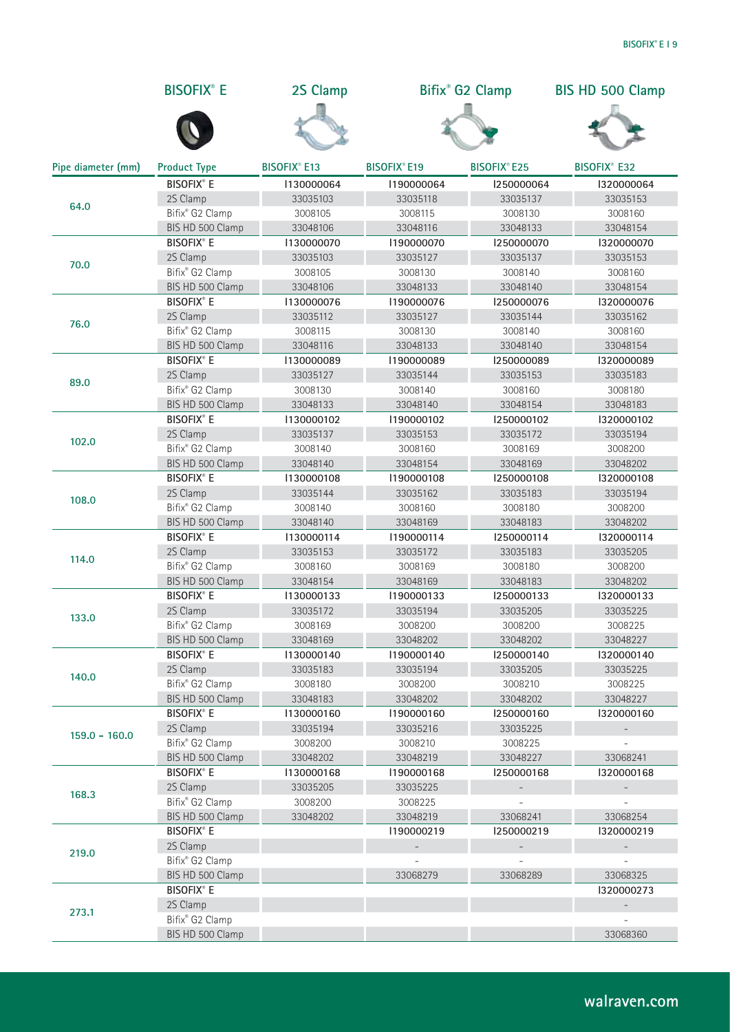| | | BISOFIX® E | 2S Clamp | Bifix® G2 Clamp | BIS HD 500 Clamp |
|---|---|---|---|---|---|
| Pipe diameter (mm) | Product Type | BISOFIX® E13 | BISOFIX® E19 | BISOFIX® E25 | BISOFIX® E32 |
| 64.0 | BISOFIX® E | I130000064 | I190000064 | I250000064 | I320000064 |
| | 2S Clamp | 33035103 | 33035118 | 33035137 | 33035153 |
| | Bifix® G2 Clamp | 3008105 | 3008115 | 3008130 | 3008160 |
| | BIS HD 500 Clamp | 33048106 | 33048116 | 33048133 | 33048154 |
| 70.0 | BISOFIX® E | I130000070 | I190000070 | I250000070 | I320000070 |
| | 2S Clamp | 33035103 | 33035127 | 33035137 | 33035153 |
| | Bifix® G2 Clamp | 3008105 | 3008130 | 3008140 | 3008160 |
| | BIS HD 500 Clamp | 33048106 | 33048133 | 33048140 | 33048154 |
| 76.0 | BISOFIX® E | I130000076 | I190000076 | I250000076 | I320000076 |
| | 2S Clamp | 33035112 | 33035127 | 33035144 | 33035162 |
| | Bifix® G2 Clamp | 3008115 | 3008130 | 3008140 | 3008160 |
| | BIS HD 500 Clamp | 33048116 | 33048133 | 33048140 | 33048154 |
| 89.0 | BISOFIX® E | I130000089 | I190000089 | I250000089 | I320000089 |
| | 2S Clamp | 33035127 | 33035144 | 33035153 | 33035183 |
| | Bifix® G2 Clamp | 3008130 | 3008140 | 3008160 | 3008180 |
| | BIS HD 500 Clamp | 33048133 | 33048140 | 33048154 | 33048183 |
| 102.0 | BISOFIX® E | I130000102 | I190000102 | I250000102 | I320000102 |
| | 2S Clamp | 33035137 | 33035153 | 33035172 | 33035194 |
| | Bifix® G2 Clamp | 3008140 | 3008160 | 3008169 | 3008200 |
| | BIS HD 500 Clamp | 33048140 | 33048154 | 33048169 | 33048202 |
| 108.0 | BISOFIX® E | I130000108 | I190000108 | I250000108 | I320000108 |
| | 2S Clamp | 33035144 | 33035162 | 33035183 | 33035194 |
| | Bifix® G2 Clamp | 3008140 | 3008160 | 3008180 | 3008200 |
| | BIS HD 500 Clamp | 33048140 | 33048169 | 33048183 | 33048202 |
| 114.0 | BISOFIX® E | I130000114 | I190000114 | I250000114 | I320000114 |
| | 2S Clamp | 33035153 | 33035172 | 33035183 | 33035205 |
| | Bifix® G2 Clamp | 3008160 | 3008169 | 3008180 | 3008200 |
| | BIS HD 500 Clamp | 33048154 | 33048169 | 33048183 | 33048202 |
| 133.0 | BISOFIX® E | I130000133 | I190000133 | I250000133 | I320000133 |
| | 2S Clamp | 33035172 | 33035194 | 33035205 | 33035225 |
| | Bifix® G2 Clamp | 3008169 | 3008200 | 3008200 | 3008225 |
| | BIS HD 500 Clamp | 33048169 | 33048202 | 33048202 | 33048227 |
| 140.0 | BISOFIX® E | I130000140 | I190000140 | I250000140 | I320000140 |
| | 2S Clamp | 33035183 | 33035194 | 33035205 | 33035225 |
| | Bifix® G2 Clamp | 3008180 | 3008200 | 3008210 | 3008225 |
| | BIS HD 500 Clamp | 33048183 | 33048202 | 33048202 | 33048227 |
| 159.0 – 160.0 | BISOFIX® E | I130000160 | I190000160 | I250000160 | I320000160 |
| | 2S Clamp | 33035194 | 33035216 | 33035225 | - |
| | Bifix® G2 Clamp | 3008200 | 3008210 | 3008225 | - |
| | BIS HD 500 Clamp | 33048202 | 33048219 | 33048227 | 33068241 |
| 168.3 | BISOFIX® E | I130000168 | I190000168 | I250000168 | I320000168 |
| | 2S Clamp | 33035205 | 33035225 | - | - |
| | Bifix® G2 Clamp | 3008200 | 3008225 | - | - |
| | BIS HD 500 Clamp | 33048202 | 33048219 | 33068241 | 33068254 |
| 219.0 | BISOFIX® E | | I190000219 | I250000219 | I320000219 |
| | 2S Clamp | | - | - | - |
| | Bifix® G2 Clamp | | - | - | - |
| | BIS HD 500 Clamp | | 33068279 | 33068289 | 33068325 |
| 273.1 | BISOFIX® E | | | | I320000273 |
| | 2S Clamp | | | | - |
| | Bifix® G2 Clamp | | | | - |
| | BIS HD 500 Clamp | | | | 33068360 |

walraven.com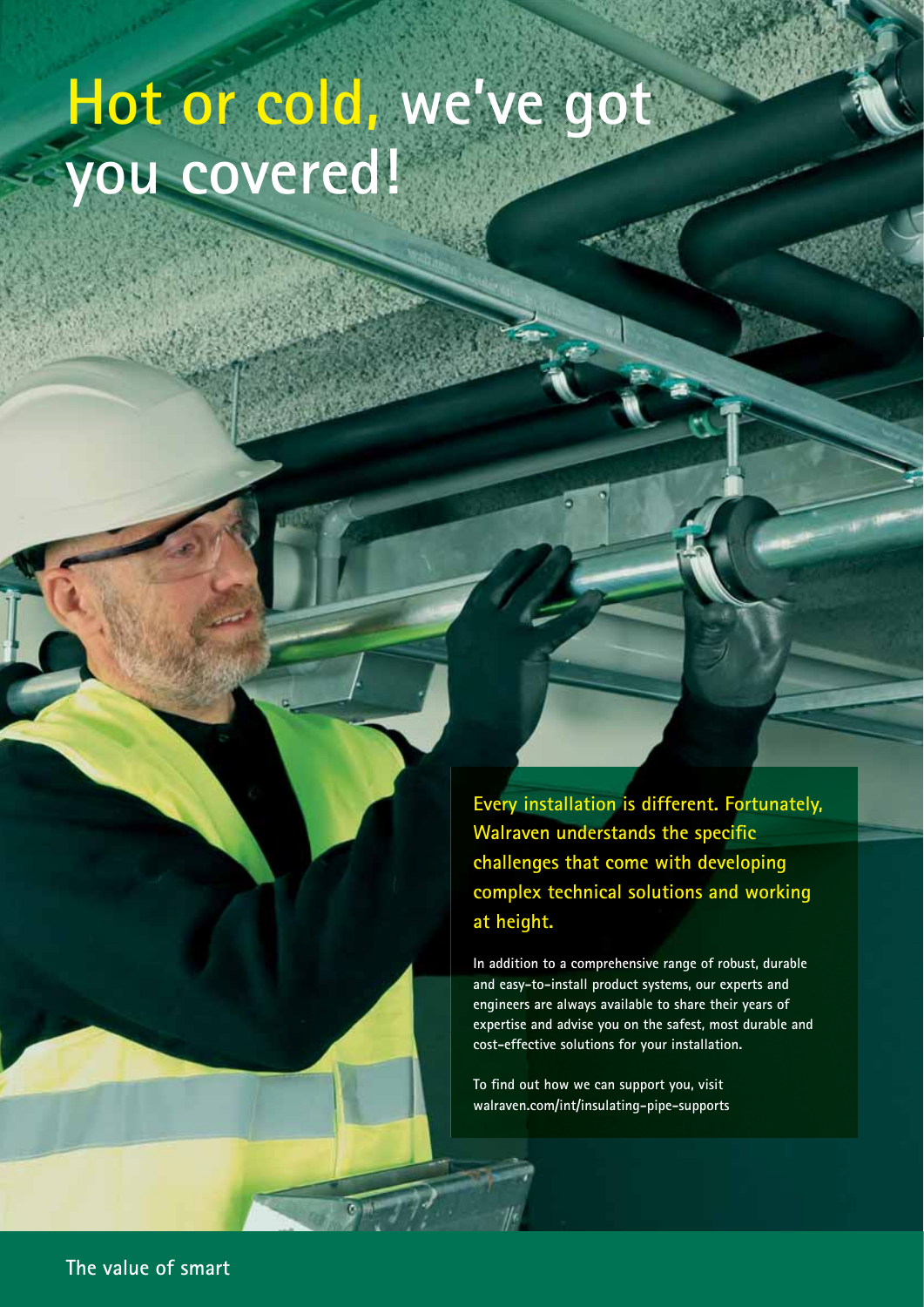# Hot or cold, we've got you covered!

**Every installation is different. Fortunately, Walraven understands the specific challenges that come with developing complex technical solutions and working at height.**

In addition to a comprehensive range of robust, durable and easy-to-install product systems, our experts and engineers are always available to share their years of expertise and advise you on the safest, most durable and cost-effective solutions for your installation.

To find out how we can support you, visit walraven.com/int/insulating-pipe-supports

The value of smart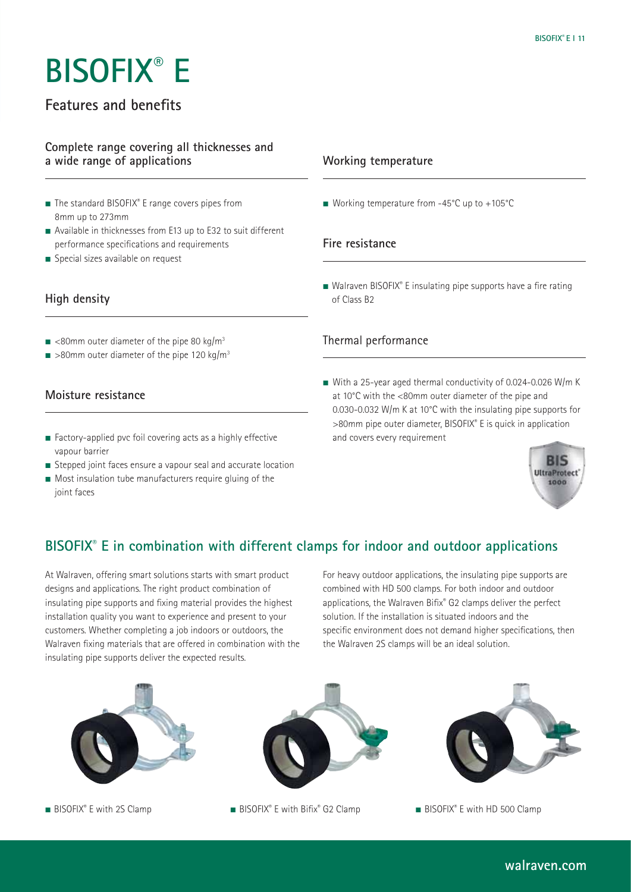# BISOFIX® E

## Features and benefits

### Complete range covering all thicknesses and a wide range of applications

- The standard BISOFIX® E range covers pipes from 8mm up to 273mm
- Available in thicknesses from E13 up to E32 to suit different performance specifications and requirements
- Special sizes available on request

### High density

- <80mm outer diameter of the pipe 80 kg/m$^3$
- >80mm outer diameter of the pipe 120 kg/m$^3$

### Moisture resistance

- Factory-applied pvc foil covering acts as a highly effective vapour barrier
- Stepped joint faces ensure a vapour seal and accurate location
- Most insulation tube manufacturers require gluing of the joint faces

### Working temperature

- Working temperature from -45°C up to +105°C

### Fire resistance

- Walraven BISOFIX® E insulating pipe supports have a fire rating of Class B2

### Thermal performance

- With a 25-year aged thermal conductivity of 0.024-0.026 W/m K at 10°C with the <80mm outer diameter of the pipe and 0.030-0.032 W/m K at 10°C with the insulating pipe supports for >80mm pipe outer diameter, BISOFIX® E is quick in application and covers every requirement

## BISOFIX® E in combination with different clamps for indoor and outdoor applications

At Walraven, offering smart solutions starts with smart product designs and applications. The right product combination of insulating pipe supports and fixing material provides the highest installation quality you want to experience and present to your customers. Whether completing a job indoors or outdoors, the Walraven fixing materials that are offered in combination with the insulating pipe supports deliver the expected results.

For heavy outdoor applications, the insulating pipe supports are combined with HD 500 clamps. For both indoor and outdoor applications, the Walraven Bifix® G2 clamps deliver the perfect solution. If the installation is situated indoors and the specific environment does not demand higher specifications, then the Walraven 2S clamps will be an ideal solution.

- BISOFIX® E with 2S Clamp
- BISOFIX® E with Bifix® G2 Clamp
- BISOFIX® E with HD 500 Clamp

walraven.com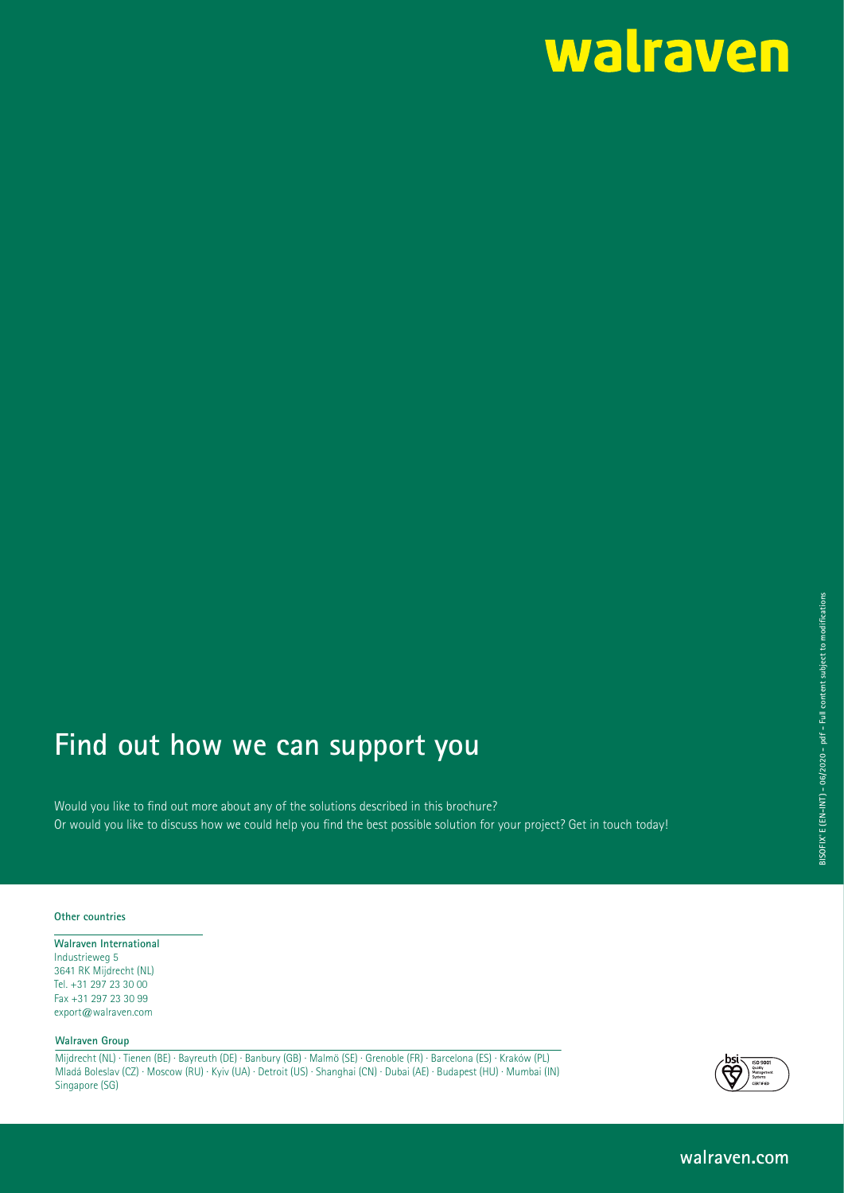# walraven

## Find out how we can support you

Would you like to find out more about any of the solutions described in this brochure?
Or would you like to discuss how we could help you find the best possible solution for your project? Get in touch today!

**Other countries**

**Walraven International**
Industrieweg 5
3641 RK Mijdrecht (NL)
Tel. +31 297 23 30 00
Fax +31 297 23 30 99
export@walraven.com

**Walraven Group**

Mijdrecht (NL) · Tienen (BE) · Bayreuth (DE) · Banbury (GB) · Malmö (SE) · Grenoble (FR) · Barcelona (ES) · Kraków (PL)
Mladá Boleslav (CZ) · Moscow (RU) · Kyiv (UA) · Detroit (US) · Shanghai (CN) · Dubai (AE) · Budapest (HU) · Mumbai (IN)
Singapore (SG)

bsi ISO 9001 Quality Management Systems CERTIFIED

walraven.com

BISOFIX E (EN-INT) – 06/2020 – pdf – Full content subject to modifications